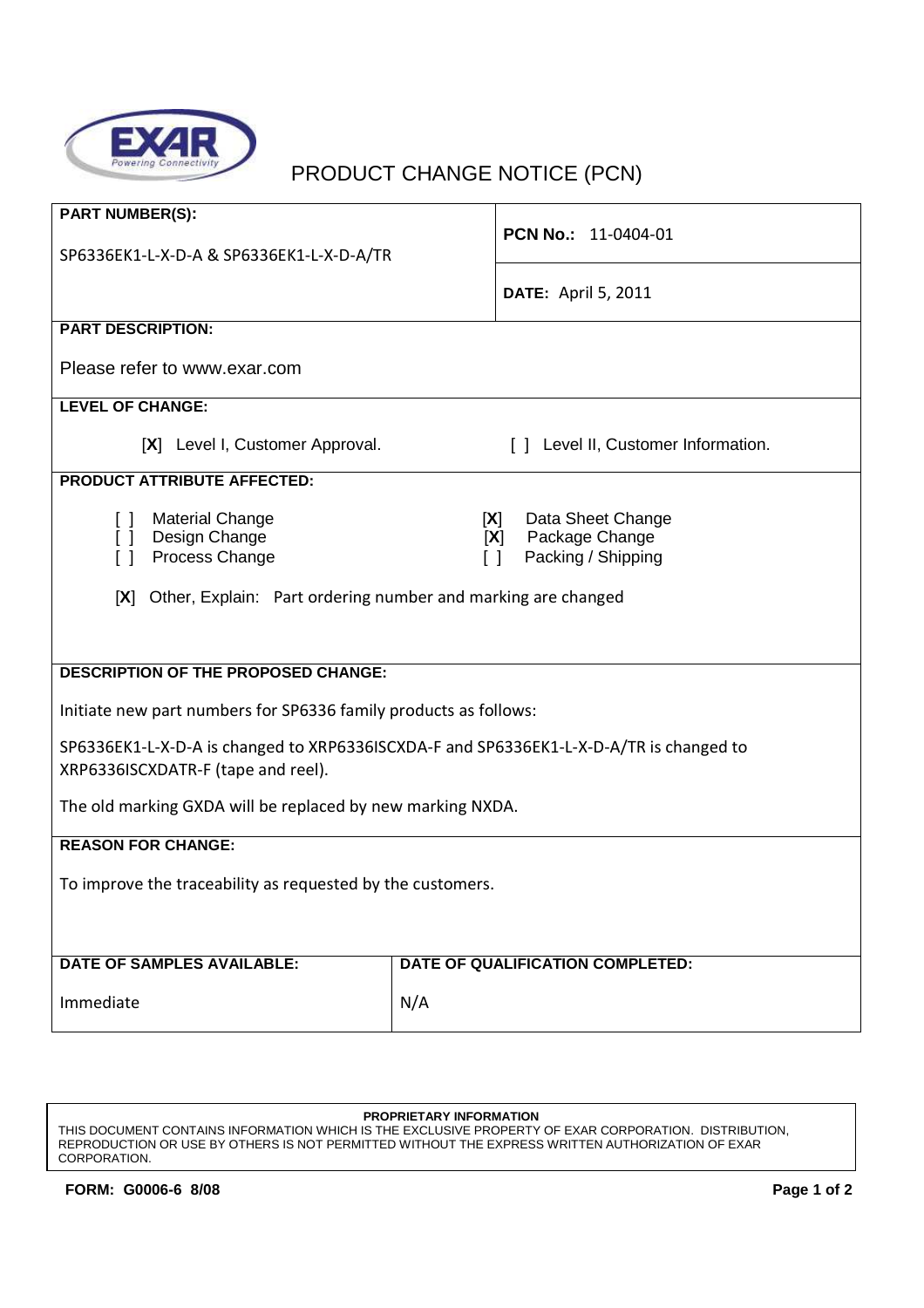EXAR
Powering Connectivity

# PRODUCT CHANGE NOTICE (PCN)

**PART NUMBER(S):**

SP6336EK1-L-X-D-A & SP6336EK1-L-X-D-A/TR

**PCN No.:** 11-0404-01

**DATE:** April 5, 2011

**PART DESCRIPTION:**

Please refer to www.exar.com

**LEVEL OF CHANGE:**

[**X**] Level I, Customer Approval.

[ ] Level II, Customer Information.

**PRODUCT ATTRIBUTE AFFECTED:**

[ ] Material Change
[ ] Design Change
[ ] Process Change
[**X**] Data Sheet Change
[**X**] Package Change
[ ] Packing / Shipping

[**X**] Other, Explain: Part ordering number and marking are changed

**DESCRIPTION OF THE PROPOSED CHANGE:**

Initiate new part numbers for SP6336 family products as follows:

SP6336EK1-L-X-D-A is changed to XRP6336ISCXDA-F and SP6336EK1-L-X-D-A/TR is changed to XRP6336ISCXDATR-F (tape and reel).

The old marking GXDA will be replaced by new marking NXDA.

**REASON FOR CHANGE:**

To improve the traceability as requested by the customers.

| **DATE OF SAMPLES AVAILABLE:** | **DATE OF QUALIFICATION COMPLETED:** |
| --- | --- |
| Immediate | N/A |

**PROPRIETARY INFORMATION**
THIS DOCUMENT CONTAINS INFORMATION WHICH IS THE EXCLUSIVE PROPERTY OF EXAR CORPORATION. DISTRIBUTION, REPRODUCTION OR USE BY OTHERS IS NOT PERMITTED WITHOUT THE EXPRESS WRITTEN AUTHORIZATION OF EXAR CORPORATION.

**FORM: G0006-6 8/08**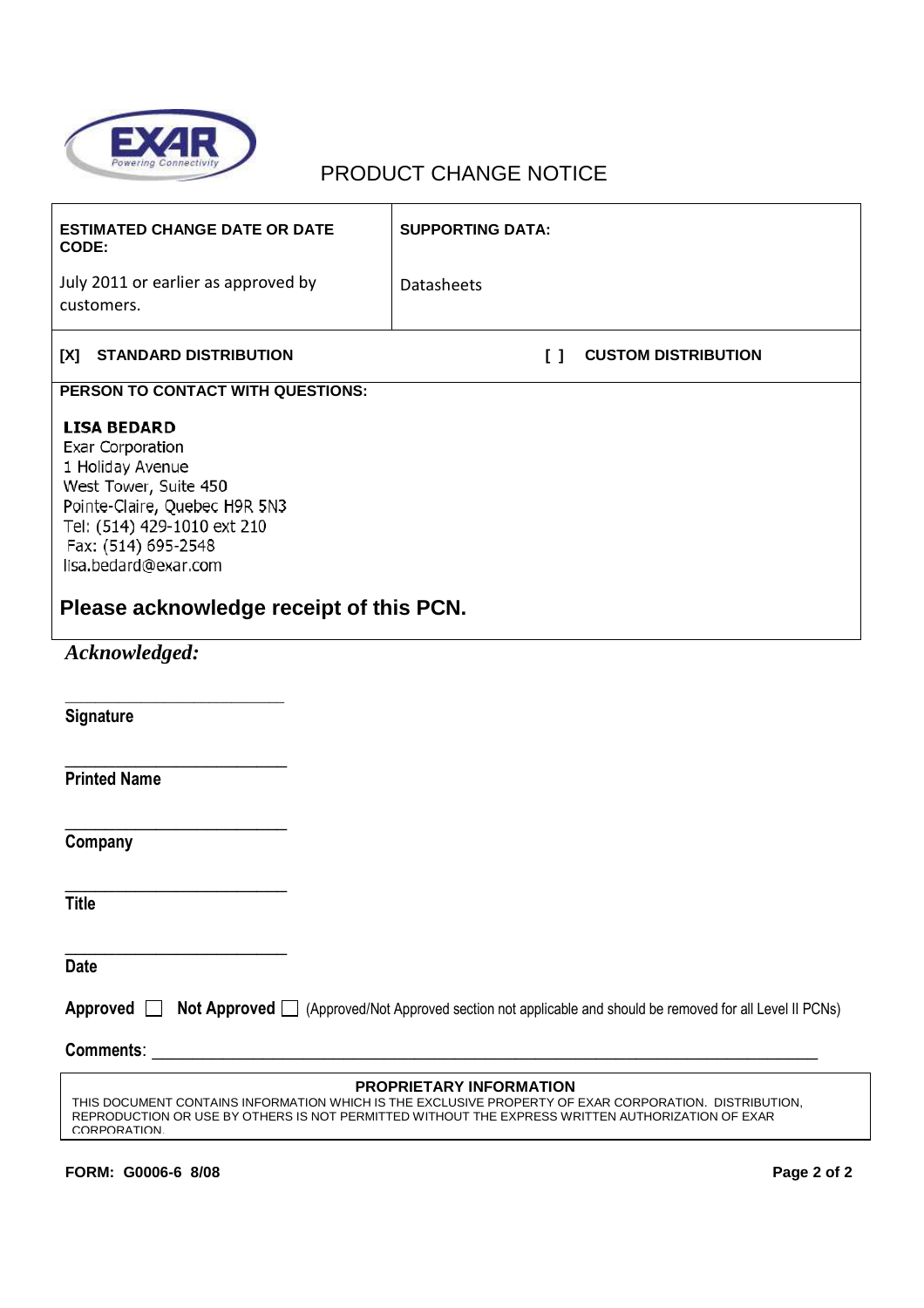# PRODUCT CHANGE NOTICE

| | |
|---|---|
| **ESTIMATED CHANGE DATE OR DATE CODE:**<br><br>July 2011 or earlier as approved by customers. | **SUPPORTING DATA:**<br><br>Datasheets |
| **[X] STANDARD DISTRIBUTION** | **[ ] CUSTOM DISTRIBUTION** |

**PERSON TO CONTACT WITH QUESTIONS:**

**LISA BEDARD**
Exar Corporation
1 Holiday Avenue
West Tower, Suite 450
Pointe-Claire, Quebec H9R 5N3
Tel: (514) 429-1010 ext 210
Fax: (514) 695-2548
lisa.bedard@exar.com

## Please acknowledge receipt of this PCN.

***Acknowledged:***

___________________________
**Signature**

___________________________
**Printed Name**

___________________________
**Company**

___________________________
**Title**

___________________________
**Date**

**Approved** ☐ **Not Approved** ☐ (Approved/Not Approved section not applicable and should be removed for all Level II PCNs)

**Comments**: ________________________________________________________________________________

**PROPRIETARY INFORMATION**
THIS DOCUMENT CONTAINS INFORMATION WHICH IS THE EXCLUSIVE PROPERTY OF EXAR CORPORATION. DISTRIBUTION, REPRODUCTION OR USE BY OTHERS IS NOT PERMITTED WITHOUT THE EXPRESS WRITTEN AUTHORIZATION OF EXAR CORPORATION.

**FORM: G0006-6 8/08**